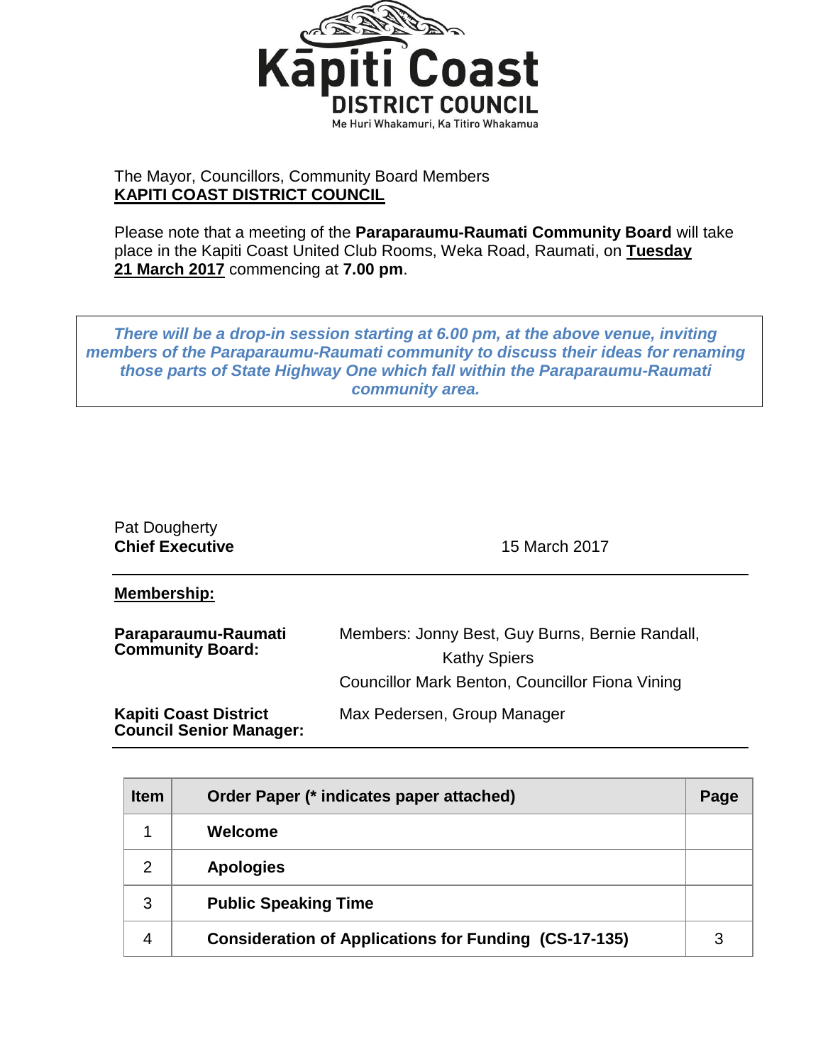Kāpiti Coast
DISTRICT COUNCIL
Me Huri Whakamuri, Ka Titiro Whakamua

The Mayor, Councillors, Community Board Members
**KAPITI COAST DISTRICT COUNCIL**

Please note that a meeting of the **Paraparaumu-Raumati Community Board** will take place in the Kapiti Coast United Club Rooms, Weka Road, Raumati, on **Tuesday 21 March 2017** commencing at **7.00 pm**.

***There will be a drop-in session starting at 6.00 pm, at the above venue, inviting members of the Paraparaumu-Raumati community to discuss their ideas for renaming those parts of State Highway One which fall within the Paraparaumu-Raumati community area.***

Pat Dougherty
**Chief Executive**

15 March 2017

**Membership:**

**Paraparaumu-Raumati Community Board:** Members: Jonny Best, Guy Burns, Bernie Randall, Kathy Spiers
Councillor Mark Benton, Councillor Fiona Vining

**Kapiti Coast District Council Senior Manager:** Max Pedersen, Group Manager

| Item | Order Paper (* indicates paper attached) | Page |
|---|---|---|
| 1 | **Welcome** | |
| 2 | **Apologies** | |
| 3 | **Public Speaking Time** | |
| 4 | **Consideration of Applications for Funding (CS-17-135)** | 3 |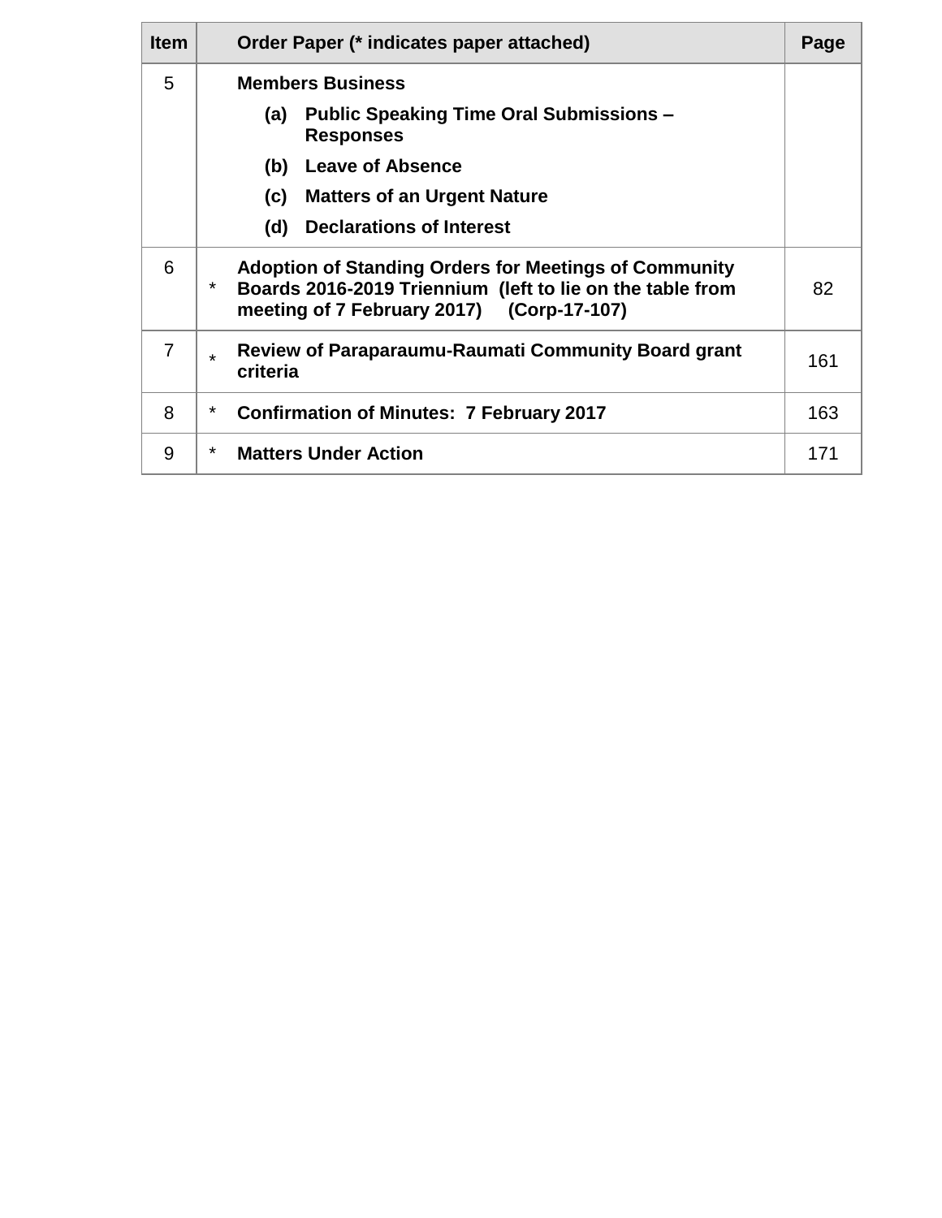| Item | | Order Paper (* indicates paper attached) | Page |
|---|---|---|---|
| 5 | | **Members Business**<br>**(a) Public Speaking Time Oral Submissions – Responses**<br>**(b) Leave of Absence**<br>**(c) Matters of an Urgent Nature**<br>**(d) Declarations of Interest** | |
| 6 | * | **Adoption of Standing Orders for Meetings of Community Boards 2016-2019 Triennium (left to lie on the table from meeting of 7 February 2017) (Corp-17-107)** | 82 |
| 7 | * | **Review of Paraparaumu-Raumati Community Board grant criteria** | 161 |
| 8 | * | **Confirmation of Minutes: 7 February 2017** | 163 |
| 9 | * | **Matters Under Action** | 171 |